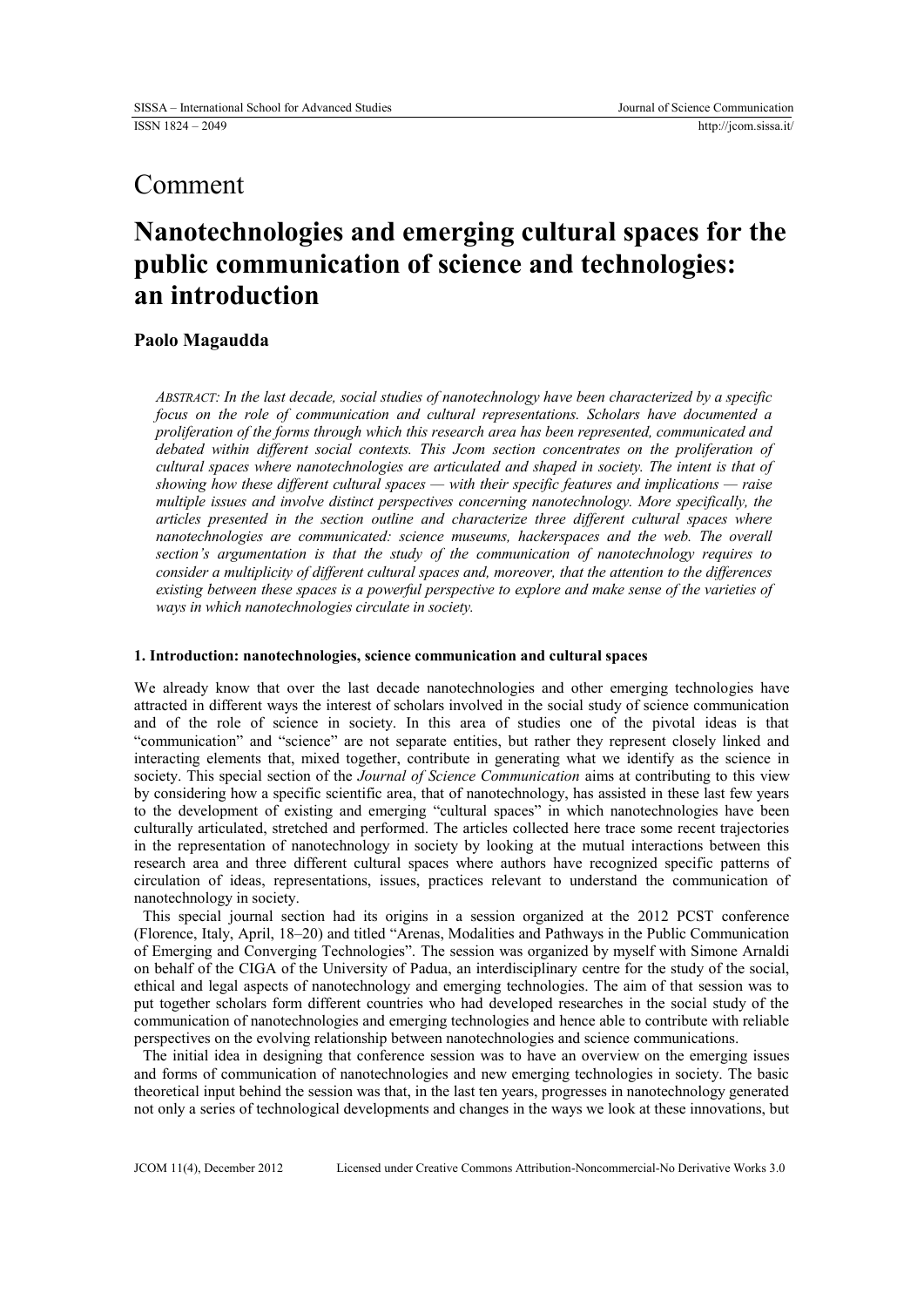Comment

# Nanotechnologies and emerging cultural spaces for the public communication of science and technologies: an introduction

**Paolo Magaudda**

*ABSTRACT: In the last decade, social studies of nanotechnology have been characterized by a specific focus on the role of communication and cultural representations. Scholars have documented a proliferation of the forms through which this research area has been represented, communicated and debated within different social contexts. This Jcom section concentrates on the proliferation of cultural spaces where nanotechnologies are articulated and shaped in society. The intent is that of showing how these different cultural spaces — with their specific features and implications — raise multiple issues and involve distinct perspectives concerning nanotechnology. More specifically, the articles presented in the section outline and characterize three different cultural spaces where nanotechnologies are communicated: science museums, hackerspaces and the web. The overall section's argumentation is that the study of the communication of nanotechnology requires to consider a multiplicity of different cultural spaces and, moreover, that the attention to the differences existing between these spaces is a powerful perspective to explore and make sense of the varieties of ways in which nanotechnologies circulate in society.*

### 1. Introduction: nanotechnologies, science communication and cultural spaces

We already know that over the last decade nanotechnologies and other emerging technologies have attracted in different ways the interest of scholars involved in the social study of science communication and of the role of science in society. In this area of studies one of the pivotal ideas is that "communication" and "science" are not separate entities, but rather they represent closely linked and interacting elements that, mixed together, contribute in generating what we identify as the science in society. This special section of the *Journal of Science Communication* aims at contributing to this view by considering how a specific scientific area, that of nanotechnology, has assisted in these last few years to the development of existing and emerging "cultural spaces" in which nanotechnologies have been culturally articulated, stretched and performed. The articles collected here trace some recent trajectories in the representation of nanotechnology in society by looking at the mutual interactions between this research area and three different cultural spaces where authors have recognized specific patterns of circulation of ideas, representations, issues, practices relevant to understand the communication of nanotechnology in society.

This special journal section had its origins in a session organized at the 2012 PCST conference (Florence, Italy, April, 18–20) and titled "Arenas, Modalities and Pathways in the Public Communication of Emerging and Converging Technologies". The session was organized by myself with Simone Arnaldi on behalf of the CIGA of the University of Padua, an interdisciplinary centre for the study of the social, ethical and legal aspects of nanotechnology and emerging technologies. The aim of that session was to put together scholars form different countries who had developed researches in the social study of the communication of nanotechnologies and emerging technologies and hence able to contribute with reliable perspectives on the evolving relationship between nanotechnologies and science communications.

The initial idea in designing that conference session was to have an overview on the emerging issues and forms of communication of nanotechnologies and new emerging technologies in society. The basic theoretical input behind the session was that, in the last ten years, progresses in nanotechnology generated not only a series of technological developments and changes in the ways we look at these innovations, but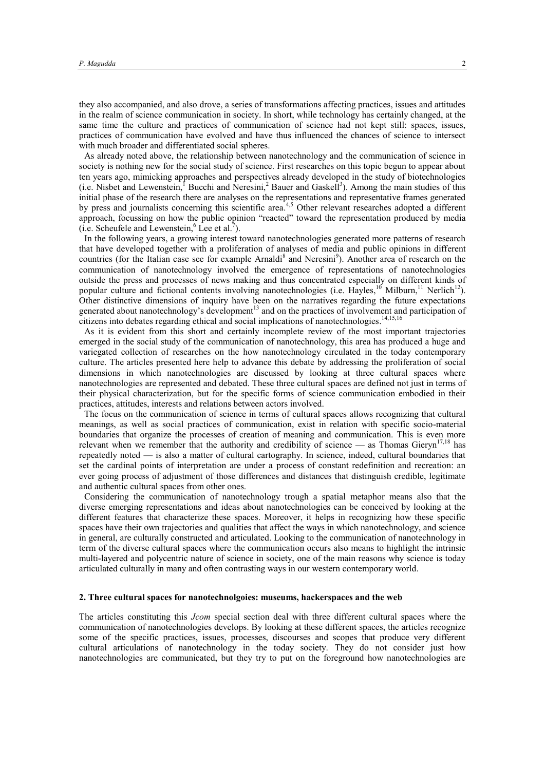they also accompanied, and also drove, a series of transformations affecting practices, issues and attitudes in the realm of science communication in society. In short, while technology has certainly changed, at the same time the culture and practices of communication of science had not kept still: spaces, issues, practices of communication have evolved and have thus influenced the chances of science to intersect with much broader and differentiated social spheres.

As already noted above, the relationship between nanotechnology and the communication of science in society is nothing new for the social study of science. First researches on this topic begun to appear about ten years ago, mimicking approaches and perspectives already developed in the study of biotechnologies (i.e. Nisbet and Lewenstein,[1] Bucchi and Neresini,[2] Bauer and Gaskell[3]). Among the main studies of this initial phase of the research there are analyses on the representations and representative frames generated by press and journalists concerning this scientific area.[4,5] Other relevant researches adopted a different approach, focussing on how the public opinion "reacted" toward the representation produced by media (i.e. Scheufele and Lewenstein,[6] Lee et al.[7]).

In the following years, a growing interest toward nanotechnologies generated more patterns of research that have developed together with a proliferation of analyses of media and public opinions in different countries (for the Italian case see for example Arnaldi[8] and Neresini[9]). Another area of research on the communication of nanotechnology involved the emergence of representations of nanotechnologies outside the press and processes of news making and thus concentrated especially on different kinds of popular culture and fictional contents involving nanotechnologies (i.e. Hayles,[10] Milburn,[11] Nerlich[12]). Other distinctive dimensions of inquiry have been on the narratives regarding the future expectations generated about nanotechnology's development[13] and on the practices of involvement and participation of citizens into debates regarding ethical and social implications of nanotechnologies.[14,15,16]

As it is evident from this short and certainly incomplete review of the most important trajectories emerged in the social study of the communication of nanotechnology, this area has produced a huge and variegated collection of researches on the how nanotechnology circulated in the today contemporary culture. The articles presented here help to advance this debate by addressing the proliferation of social dimensions in which nanotechnologies are discussed by looking at three cultural spaces where nanotechnologies are represented and debated. These three cultural spaces are defined not just in terms of their physical characterization, but for the specific forms of science communication embodied in their practices, attitudes, interests and relations between actors involved.

The focus on the communication of science in terms of cultural spaces allows recognizing that cultural meanings, as well as social practices of communication, exist in relation with specific socio-material boundaries that organize the processes of creation of meaning and communication. This is even more relevant when we remember that the authority and credibility of science — as Thomas Gieryn[17,18] has repeatedly noted — is also a matter of cultural cartography. In science, indeed, cultural boundaries that set the cardinal points of interpretation are under a process of constant redefinition and recreation: an ever going process of adjustment of those differences and distances that distinguish credible, legitimate and authentic cultural spaces from other ones.

Considering the communication of nanotechnology trough a spatial metaphor means also that the diverse emerging representations and ideas about nanotechnologies can be conceived by looking at the different features that characterize these spaces. Moreover, it helps in recognizing how these specific spaces have their own trajectories and qualities that affect the ways in which nanotechnology, and science in general, are culturally constructed and articulated. Looking to the communication of nanotechnology in term of the diverse cultural spaces where the communication occurs also means to highlight the intrinsic multi-layered and polycentric nature of science in society, one of the main reasons why science is today articulated culturally in many and often contrasting ways in our western contemporary world.

## 2. Three cultural spaces for nanotechnolgoies: museums, hackerspaces and the web

The articles constituting this *Jcom* special section deal with three different cultural spaces where the communication of nanotechnologies develops. By looking at these different spaces, the articles recognize some of the specific practices, issues, processes, discourses and scopes that produce very different cultural articulations of nanotechnology in the today society. They do not consider just how nanotechnologies are communicated, but they try to put on the foreground how nanotechnologies are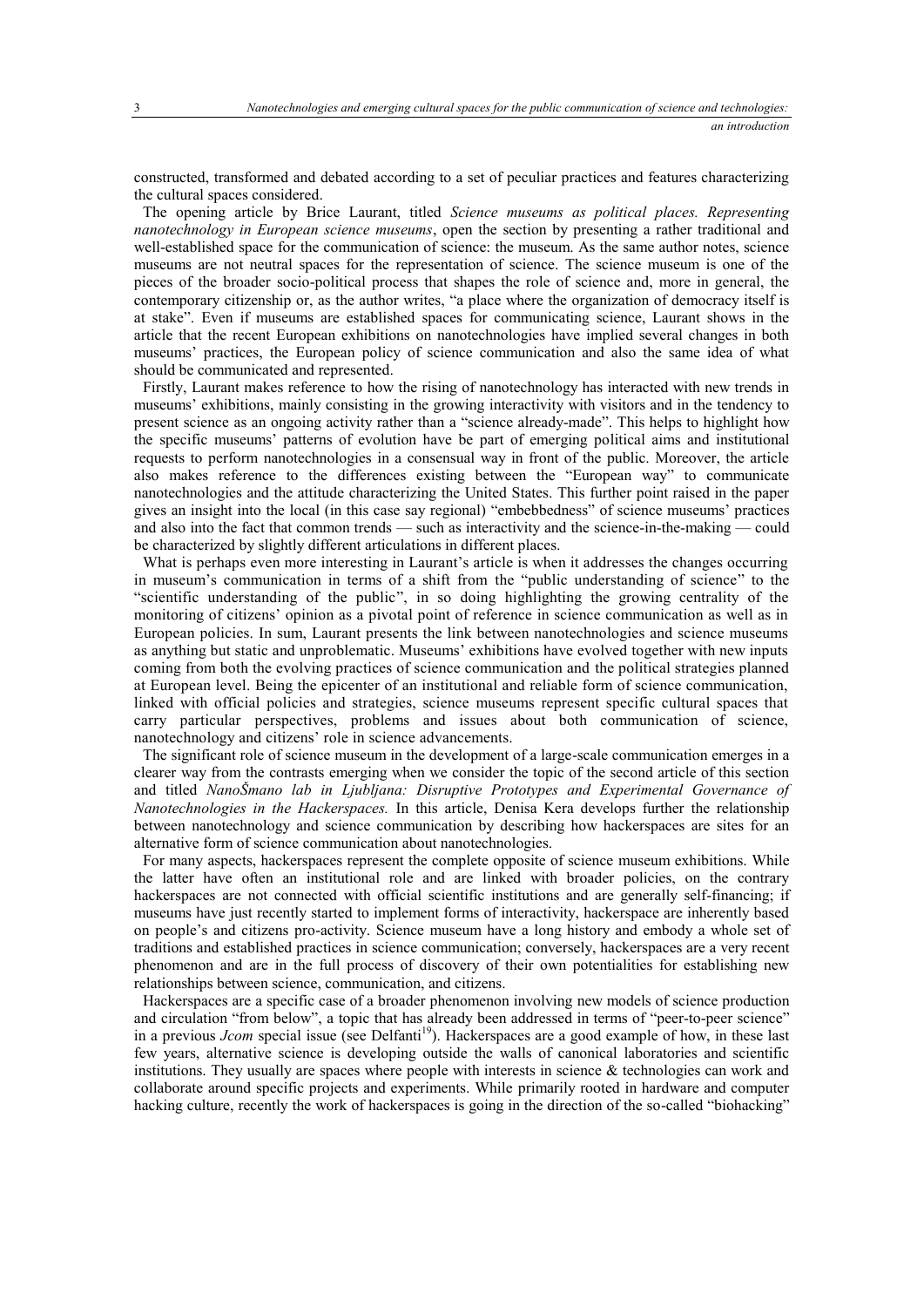constructed, transformed and debated according to a set of peculiar practices and features characterizing the cultural spaces considered.

The opening article by Brice Laurant, titled *Science museums as political places. Representing nanotechnology in European science museums*, open the section by presenting a rather traditional and well-established space for the communication of science: the museum. As the same author notes, science museums are not neutral spaces for the representation of science. The science museum is one of the pieces of the broader socio-political process that shapes the role of science and, more in general, the contemporary citizenship or, as the author writes, "a place where the organization of democracy itself is at stake". Even if museums are established spaces for communicating science, Laurant shows in the article that the recent European exhibitions on nanotechnologies have implied several changes in both museums' practices, the European policy of science communication and also the same idea of what should be communicated and represented.

Firstly, Laurant makes reference to how the rising of nanotechnology has interacted with new trends in museums' exhibitions, mainly consisting in the growing interactivity with visitors and in the tendency to present science as an ongoing activity rather than a "science already-made". This helps to highlight how the specific museums' patterns of evolution have be part of emerging political aims and institutional requests to perform nanotechnologies in a consensual way in front of the public. Moreover, the article also makes reference to the differences existing between the "European way" to communicate nanotechnologies and the attitude characterizing the United States. This further point raised in the paper gives an insight into the local (in this case say regional) "embebbedness" of science museums' practices and also into the fact that common trends — such as interactivity and the science-in-the-making — could be characterized by slightly different articulations in different places.

What is perhaps even more interesting in Laurant's article is when it addresses the changes occurring in museum's communication in terms of a shift from the "public understanding of science" to the "scientific understanding of the public", in so doing highlighting the growing centrality of the monitoring of citizens' opinion as a pivotal point of reference in science communication as well as in European policies. In sum, Laurant presents the link between nanotechnologies and science museums as anything but static and unproblematic. Museums' exhibitions have evolved together with new inputs coming from both the evolving practices of science communication and the political strategies planned at European level. Being the epicenter of an institutional and reliable form of science communication, linked with official policies and strategies, science museums represent specific cultural spaces that carry particular perspectives, problems and issues about both communication of science, nanotechnology and citizens' role in science advancements.

The significant role of science museum in the development of a large-scale communication emerges in a clearer way from the contrasts emerging when we consider the topic of the second article of this section and titled *NanoŠmano lab in Ljubljana: Disruptive Prototypes and Experimental Governance of Nanotechnologies in the Hackerspaces.* In this article, Denisa Kera develops further the relationship between nanotechnology and science communication by describing how hackerspaces are sites for an alternative form of science communication about nanotechnologies.

For many aspects, hackerspaces represent the complete opposite of science museum exhibitions. While the latter have often an institutional role and are linked with broader policies, on the contrary hackerspaces are not connected with official scientific institutions and are generally self-financing; if museums have just recently started to implement forms of interactivity, hackerspace are inherently based on people's and citizens pro-activity. Science museum have a long history and embody a whole set of traditions and established practices in science communication; conversely, hackerspaces are a very recent phenomenon and are in the full process of discovery of their own potentialities for establishing new relationships between science, communication, and citizens.

Hackerspaces are a specific case of a broader phenomenon involving new models of science production and circulation "from below", a topic that has already been addressed in terms of "peer-to-peer science" in a previous *Jcom* special issue (see Delfanti[19]). Hackerspaces are a good example of how, in these last few years, alternative science is developing outside the walls of canonical laboratories and scientific institutions. They usually are spaces where people with interests in science & technologies can work and collaborate around specific projects and experiments. While primarily rooted in hardware and computer hacking culture, recently the work of hackerspaces is going in the direction of the so-called "biohacking"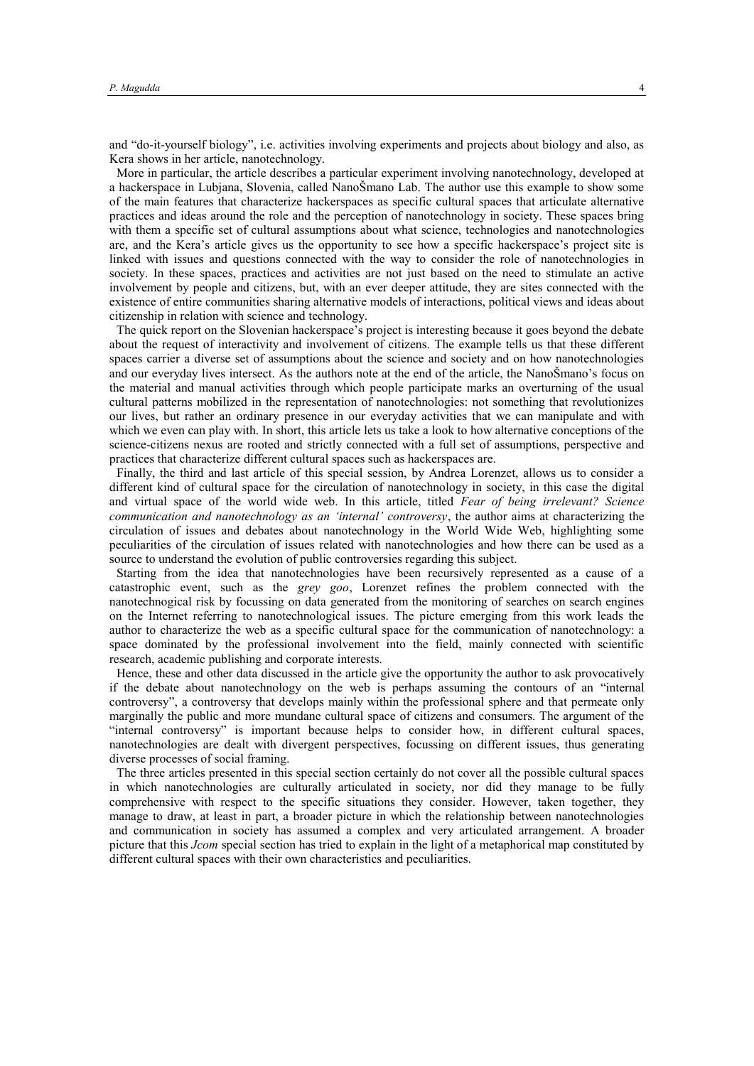and "do-it-yourself biology", i.e. activities involving experiments and projects about biology and also, as Kera shows in her article, nanotechnology.

More in particular, the article describes a particular experiment involving nanotechnology, developed at a hackerspace in Lubjana, Slovenia, called NanoŠmano Lab. The author use this example to show some of the main features that characterize hackerspaces as specific cultural spaces that articulate alternative practices and ideas around the role and the perception of nanotechnology in society. These spaces bring with them a specific set of cultural assumptions about what science, technologies and nanotechnologies are, and the Kera's article gives us the opportunity to see how a specific hackerspace's project site is linked with issues and questions connected with the way to consider the role of nanotechnologies in society. In these spaces, practices and activities are not just based on the need to stimulate an active involvement by people and citizens, but, with an ever deeper attitude, they are sites connected with the existence of entire communities sharing alternative models of interactions, political views and ideas about citizenship in relation with science and technology.

The quick report on the Slovenian hackerspace's project is interesting because it goes beyond the debate about the request of interactivity and involvement of citizens. The example tells us that these different spaces carrier a diverse set of assumptions about the science and society and on how nanotechnologies and our everyday lives intersect. As the authors note at the end of the article, the NanoŠmano's focus on the material and manual activities through which people participate marks an overturning of the usual cultural patterns mobilized in the representation of nanotechnologies: not something that revolutionizes our lives, but rather an ordinary presence in our everyday activities that we can manipulate and with which we even can play with. In short, this article lets us take a look to how alternative conceptions of the science-citizens nexus are rooted and strictly connected with a full set of assumptions, perspective and practices that characterize different cultural spaces such as hackerspaces are.

Finally, the third and last article of this special session, by Andrea Lorenzet, allows us to consider a different kind of cultural space for the circulation of nanotechnology in society, in this case the digital and virtual space of the world wide web. In this article, titled *Fear of being irrelevant? Science communication and nanotechnology as an 'internal' controversy*, the author aims at characterizing the circulation of issues and debates about nanotechnology in the World Wide Web, highlighting some peculiarities of the circulation of issues related with nanotechnologies and how there can be used as a source to understand the evolution of public controversies regarding this subject.

Starting from the idea that nanotechnologies have been recursively represented as a cause of a catastrophic event, such as the *grey goo*, Lorenzet refines the problem connected with the nanotechnogical risk by focussing on data generated from the monitoring of searches on search engines on the Internet referring to nanotechnological issues. The picture emerging from this work leads the author to characterize the web as a specific cultural space for the communication of nanotechnology: a space dominated by the professional involvement into the field, mainly connected with scientific research, academic publishing and corporate interests.

Hence, these and other data discussed in the article give the opportunity the author to ask provocatively if the debate about nanotechnology on the web is perhaps assuming the contours of an "internal controversy", a controversy that develops mainly within the professional sphere and that permeate only marginally the public and more mundane cultural space of citizens and consumers. The argument of the "internal controversy" is important because helps to consider how, in different cultural spaces, nanotechnologies are dealt with divergent perspectives, focussing on different issues, thus generating diverse processes of social framing.

The three articles presented in this special section certainly do not cover all the possible cultural spaces in which nanotechnologies are culturally articulated in society, nor did they manage to be fully comprehensive with respect to the specific situations they consider. However, taken together, they manage to draw, at least in part, a broader picture in which the relationship between nanotechnologies and communication in society has assumed a complex and very articulated arrangement. A broader picture that this *Jcom* special section has tried to explain in the light of a metaphorical map constituted by different cultural spaces with their own characteristics and peculiarities.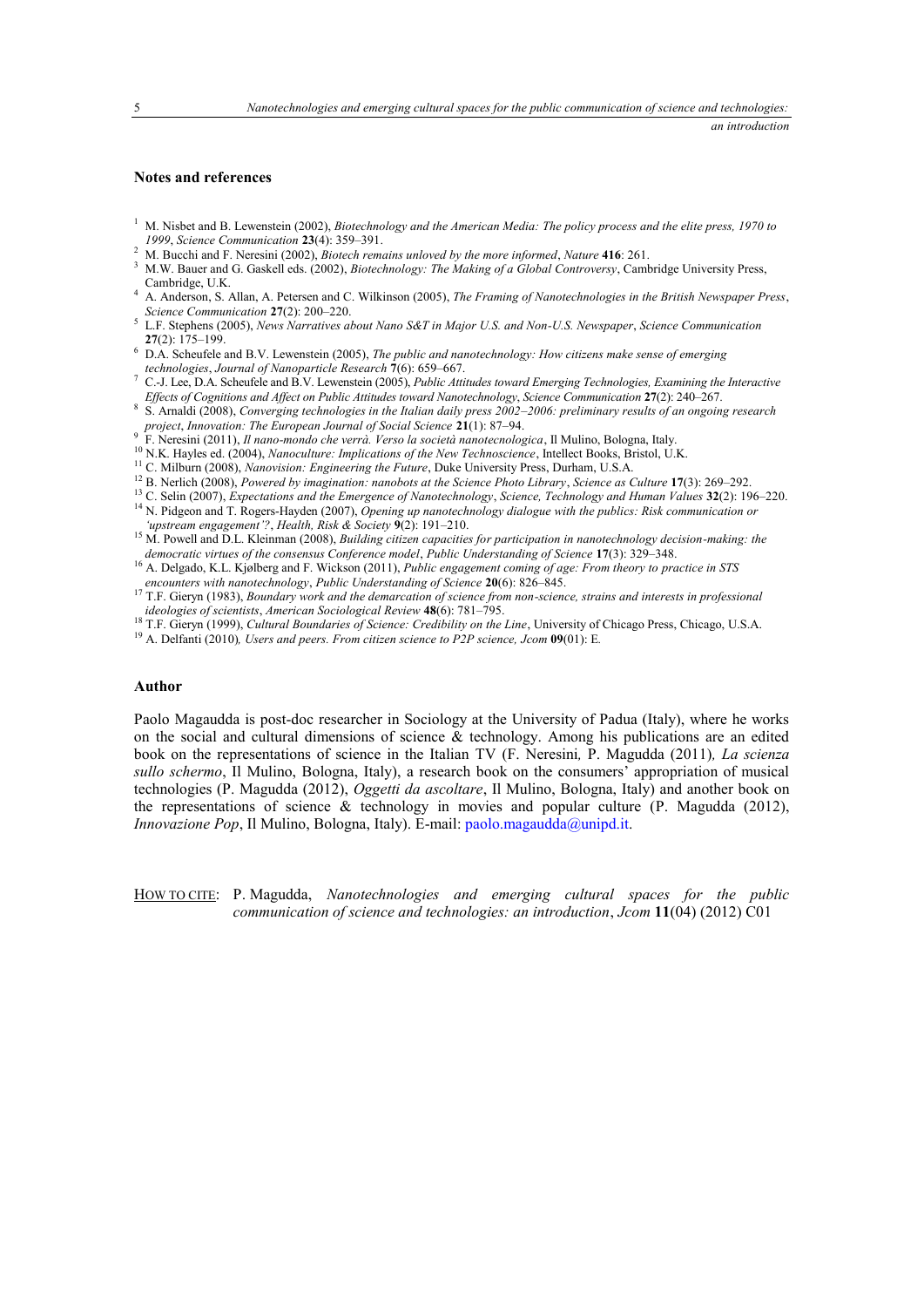### Notes and references

[1] M. Nisbet and B. Lewenstein (2002), *Biotechnology and the American Media: The policy process and the elite press, 1970 to 1999*, *Science Communication* **23**(4): 359–391.

[2] M. Bucchi and F. Neresini (2002), *Biotech remains unloved by the more informed*, *Nature* **416**: 261.

[3] M.W. Bauer and G. Gaskell eds. (2002), *Biotechnology: The Making of a Global Controversy*, Cambridge University Press, Cambridge, U.K.

[4] A. Anderson, S. Allan, A. Petersen and C. Wilkinson (2005), *The Framing of Nanotechnologies in the British Newspaper Press*, *Science Communication* **27**(2): 200–220.

[5] L.F. Stephens (2005), *News Narratives about Nano S&T in Major U.S. and Non-U.S. Newspaper*, *Science Communication* **27**(2): 175–199.

[6] D.A. Scheufele and B.V. Lewenstein (2005), *The public and nanotechnology: How citizens make sense of emerging technologies*, *Journal of Nanoparticle Research* **7**(6): 659–667.

[7] C.-J. Lee, D.A. Scheufele and B.V. Lewenstein (2005), *Public Attitudes toward Emerging Technologies, Examining the Interactive Effects of Cognitions and Affect on Public Attitudes toward Nanotechnology*, *Science Communication* **27**(2): 240–267.

[8] S. Arnaldi (2008), *Converging technologies in the Italian daily press 2002–2006: preliminary results of an ongoing research project*, *Innovation: The European Journal of Social Science* **21**(1): 87–94.

[9] F. Neresini (2011), *Il nano-mondo che verrà. Verso la società nanotecnologica*, Il Mulino, Bologna, Italy.

[10] N.K. Hayles ed. (2004), *Nanoculture: Implications of the New Technoscience*, Intellect Books, Bristol, U.K.

[11] C. Milburn (2008), *Nanovision: Engineering the Future*, Duke University Press, Durham, U.S.A.

[12] B. Nerlich (2008), *Powered by imagination: nanobots at the Science Photo Library*, *Science as Culture* **17**(3): 269–292.

[13] C. Selin (2007), *Expectations and the Emergence of Nanotechnology*, *Science, Technology and Human Values* **32**(2): 196–220.

[14] N. Pidgeon and T. Rogers-Hayden (2007), *Opening up nanotechnology dialogue with the publics: Risk communication or 'upstream engagement'?*, *Health, Risk & Society* **9**(2): 191–210.

[15] M. Powell and D.L. Kleinman (2008), *Building citizen capacities for participation in nanotechnology decision-making: the democratic virtues of the consensus Conference model*, *Public Understanding of Science* **17**(3): 329–348.

[16] A. Delgado, K.L. Kjølberg and F. Wickson (2011), *Public engagement coming of age: From theory to practice in STS encounters with nanotechnology*, *Public Understanding of Science* **20**(6): 826–845.

[17] T.F. Gieryn (1983), *Boundary work and the demarcation of science from non-science, strains and interests in professional ideologies of scientists*, *American Sociological Review* **48**(6): 781–795.

[18] T.F. Gieryn (1999), *Cultural Boundaries of Science: Credibility on the Line*, University of Chicago Press, Chicago, U.S.A.

[19] A. Delfanti (2010), *Users and peers. From citizen science to P2P science, Jcom* **09**(01): E.

### Author

Paolo Magaudda is post-doc researcher in Sociology at the University of Padua (Italy), where he works on the social and cultural dimensions of science & technology. Among his publications are an edited book on the representations of science in the Italian TV (F. Neresini, P. Magudda (2011), *La scienza sullo schermo*, Il Mulino, Bologna, Italy), a research book on the consumers' appropriation of musical technologies (P. Magudda (2012), *Oggetti da ascoltare*, Il Mulino, Bologna, Italy) and another book on the representations of science & technology in movies and popular culture (P. Magudda (2012), *Innovazione Pop*, Il Mulino, Bologna, Italy). E-mail: paolo.magaudda@unipd.it.

HOW TO CITE: P. Magudda, *Nanotechnologies and emerging cultural spaces for the public communication of science and technologies: an introduction*, *Jcom* **11**(04) (2012) C01